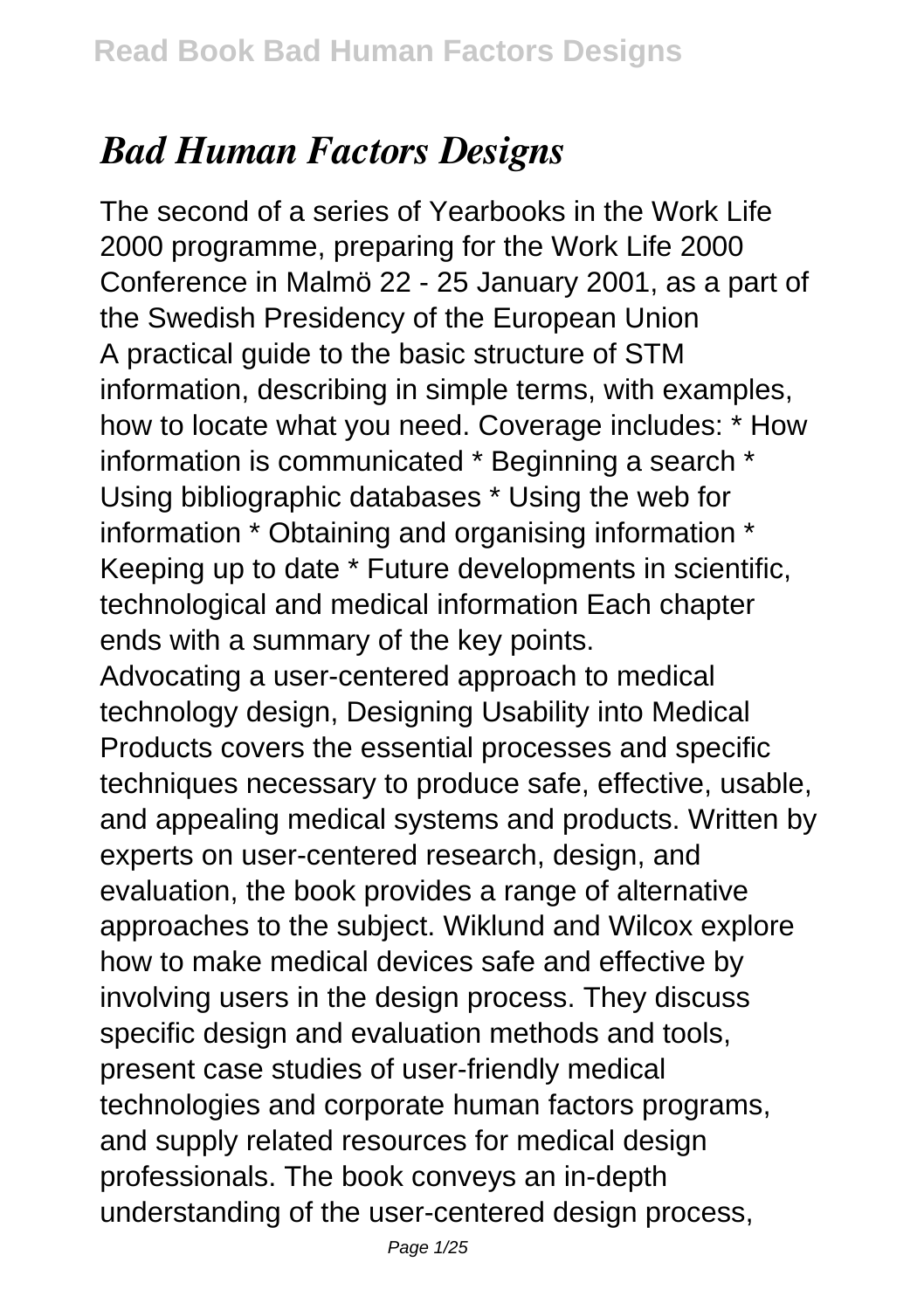# *Bad Human Factors Designs*

The second of a series of Yearbooks in the Work Life 2000 programme, preparing for the Work Life 2000 Conference in Malmö 22 - 25 January 2001, as a part of the Swedish Presidency of the European Union

A practical guide to the basic structure of STM information, describing in simple terms, with examples, how to locate what you need. Coverage includes: * How information is communicated * Beginning a search * Using bibliographic databases * Using the web for information * Obtaining and organising information * Keeping up to date * Future developments in scientific, technological and medical information Each chapter ends with a summary of the key points.

Advocating a user-centered approach to medical technology design, Designing Usability into Medical Products covers the essential processes and specific techniques necessary to produce safe, effective, usable, and appealing medical systems and products. Written by experts on user-centered research, design, and evaluation, the book provides a range of alternative approaches to the subject. Wiklund and Wilcox explore how to make medical devices safe and effective by involving users in the design process. They discuss specific design and evaluation methods and tools, present case studies of user-friendly medical technologies and corporate human factors programs, and supply related resources for medical design professionals. The book conveys an in-depth understanding of the user-centered design process,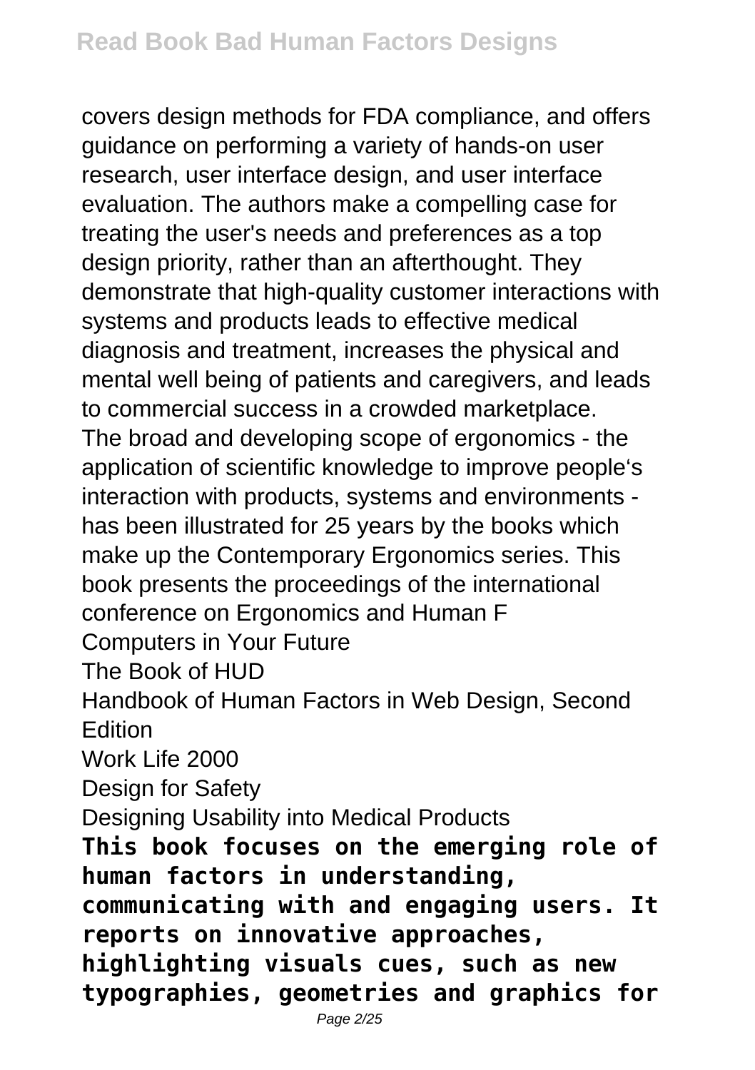covers design methods for FDA compliance, and offers guidance on performing a variety of hands-on user research, user interface design, and user interface evaluation. The authors make a compelling case for treating the user's needs and preferences as a top design priority, rather than an afterthought. They demonstrate that high-quality customer interactions with systems and products leads to effective medical diagnosis and treatment, increases the physical and mental well being of patients and caregivers, and leads to commercial success in a crowded marketplace.

The broad and developing scope of ergonomics - the application of scientific knowledge to improve people's interaction with products, systems and environments - has been illustrated for 25 years by the books which make up the Contemporary Ergonomics series. This book presents the proceedings of the international conference on Ergonomics and Human F

Computers in Your Future

The Book of HUD

Handbook of Human Factors in Web Design, Second Edition

Work Life 2000

Design for Safety

Designing Usability into Medical Products

**This book focuses on the emerging role of human factors in understanding, communicating with and engaging users. It reports on innovative approaches, highlighting visuals cues, such as new typographies, geometries and graphics for**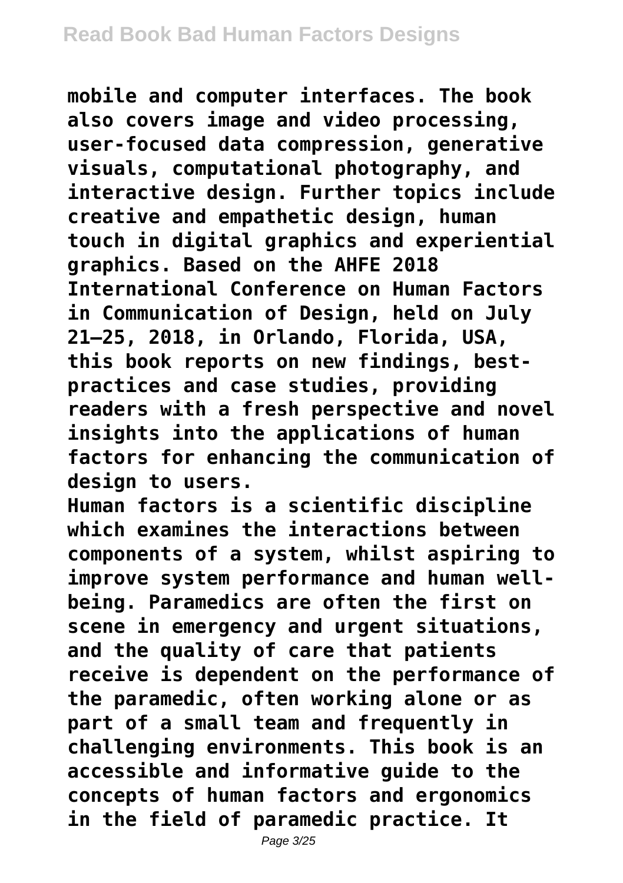**mobile and computer interfaces. The book also covers image and video processing, user-focused data compression, generative visuals, computational photography, and interactive design. Further topics include creative and empathetic design, human touch in digital graphics and experiential graphics. Based on the AHFE 2018 International Conference on Human Factors in Communication of Design, held on July 21–25, 2018, in Orlando, Florida, USA, this book reports on new findings, best-practices and case studies, providing readers with a fresh perspective and novel insights into the applications of human factors for enhancing the communication of design to users.**

**Human factors is a scientific discipline which examines the interactions between components of a system, whilst aspiring to improve system performance and human well-being. Paramedics are often the first on scene in emergency and urgent situations, and the quality of care that patients receive is dependent on the performance of the paramedic, often working alone or as part of a small team and frequently in challenging environments. This book is an accessible and informative guide to the concepts of human factors and ergonomics in the field of paramedic practice. It**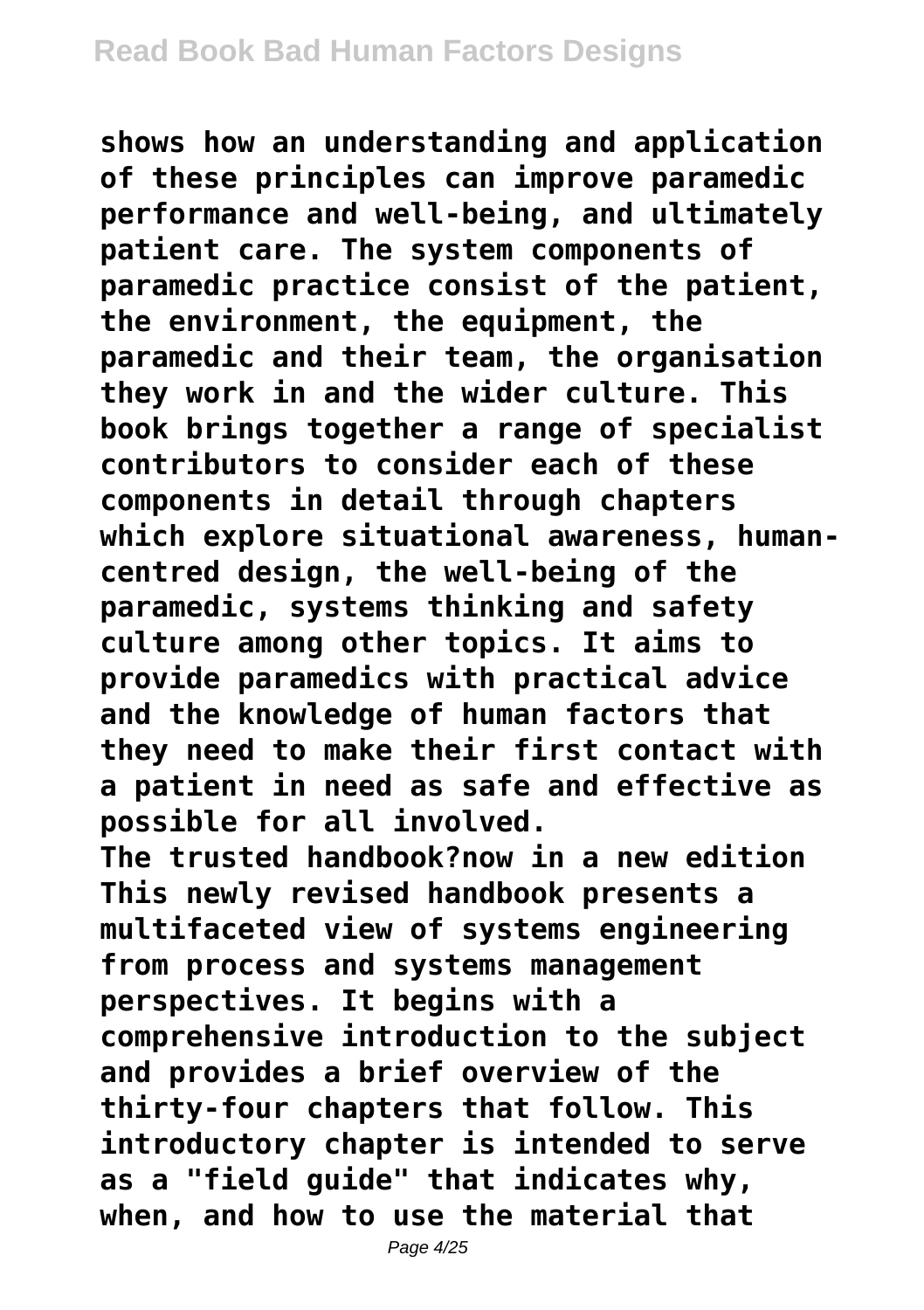**shows how an understanding and application of these principles can improve paramedic performance and well-being, and ultimately patient care. The system components of paramedic practice consist of the patient, the environment, the equipment, the paramedic and their team, the organisation they work in and the wider culture. This book brings together a range of specialist contributors to consider each of these components in detail through chapters which explore situational awareness, human-centred design, the well-being of the paramedic, systems thinking and safety culture among other topics. It aims to provide paramedics with practical advice and the knowledge of human factors that they need to make their first contact with a patient in need as safe and effective as possible for all involved.**

**The trusted handbook?now in a new edition This newly revised handbook presents a multifaceted view of systems engineering from process and systems management perspectives. It begins with a comprehensive introduction to the subject and provides a brief overview of the thirty-four chapters that follow. This introductory chapter is intended to serve as a "field guide" that indicates why, when, and how to use the material that**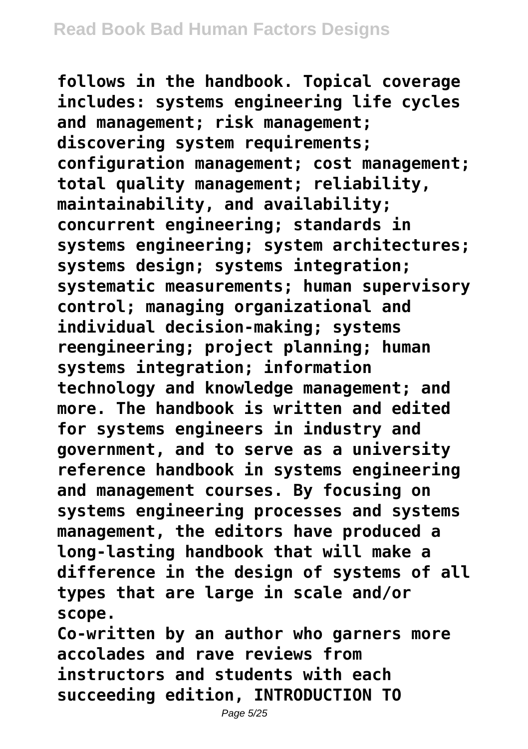**follows in the handbook. Topical coverage includes: systems engineering life cycles and management; risk management; discovering system requirements; configuration management; cost management; total quality management; reliability, maintainability, and availability; concurrent engineering; standards in systems engineering; system architectures; systems design; systems integration; systematic measurements; human supervisory control; managing organizational and individual decision-making; systems reengineering; project planning; human systems integration; information technology and knowledge management; and more. The handbook is written and edited for systems engineers in industry and government, and to serve as a university reference handbook in systems engineering and management courses. By focusing on systems engineering processes and systems management, the editors have produced a long-lasting handbook that will make a difference in the design of systems of all types that are large in scale and/or scope.**

**Co-written by an author who garners more accolades and rave reviews from instructors and students with each succeeding edition, INTRODUCTION TO**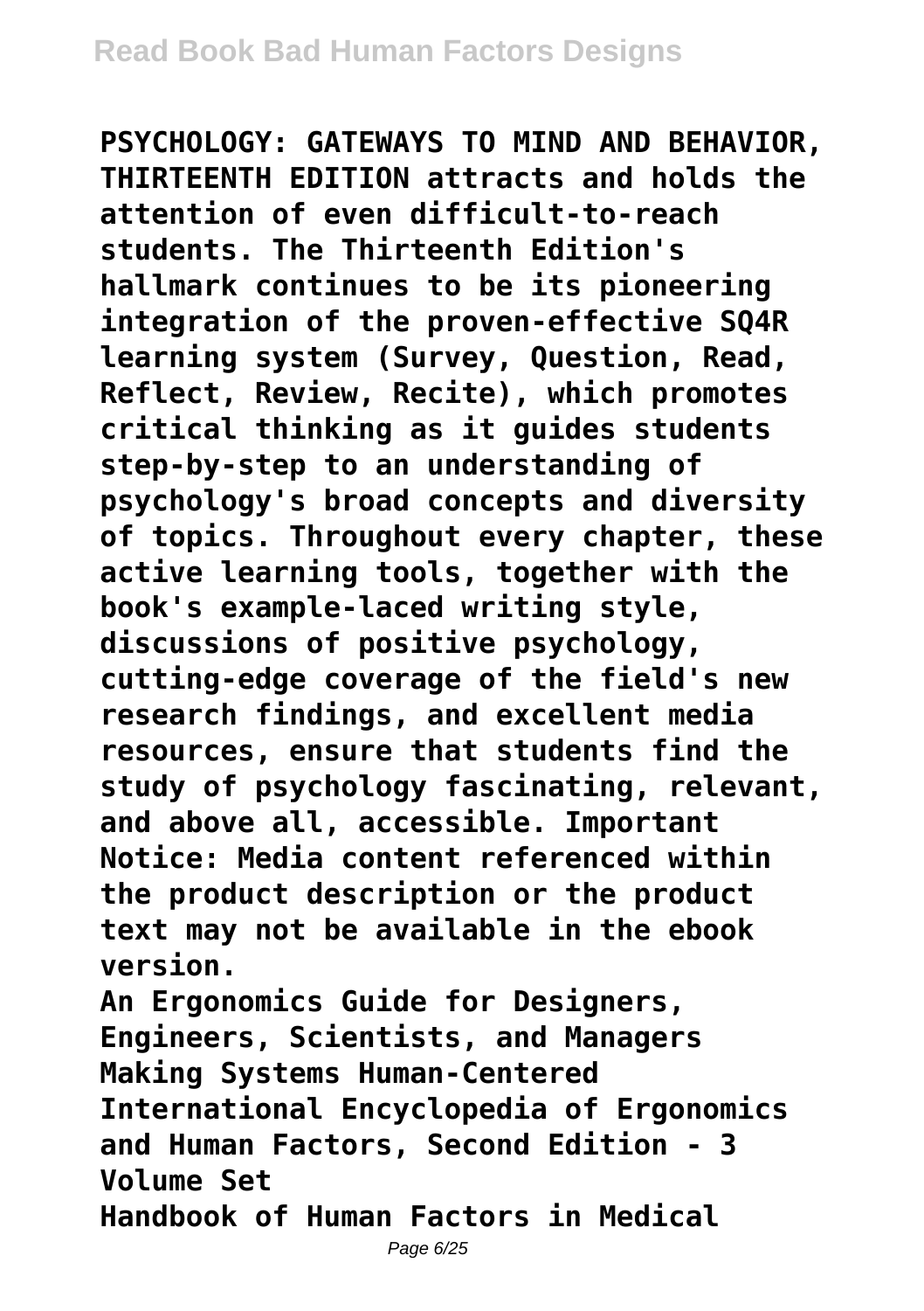**PSYCHOLOGY: GATEWAYS TO MIND AND BEHAVIOR, THIRTEENTH EDITION attracts and holds the attention of even difficult-to-reach students. The Thirteenth Edition's hallmark continues to be its pioneering integration of the proven-effective SQ4R learning system (Survey, Question, Read, Reflect, Review, Recite), which promotes critical thinking as it guides students step-by-step to an understanding of psychology's broad concepts and diversity of topics. Throughout every chapter, these active learning tools, together with the book's example-laced writing style, discussions of positive psychology, cutting-edge coverage of the field's new research findings, and excellent media resources, ensure that students find the study of psychology fascinating, relevant, and above all, accessible. Important Notice: Media content referenced within the product description or the product text may not be available in the ebook version.**

**An Ergonomics Guide for Designers, Engineers, Scientists, and Managers**

**Making Systems Human-Centered**

**International Encyclopedia of Ergonomics and Human Factors, Second Edition - 3 Volume Set**

**Handbook of Human Factors in Medical**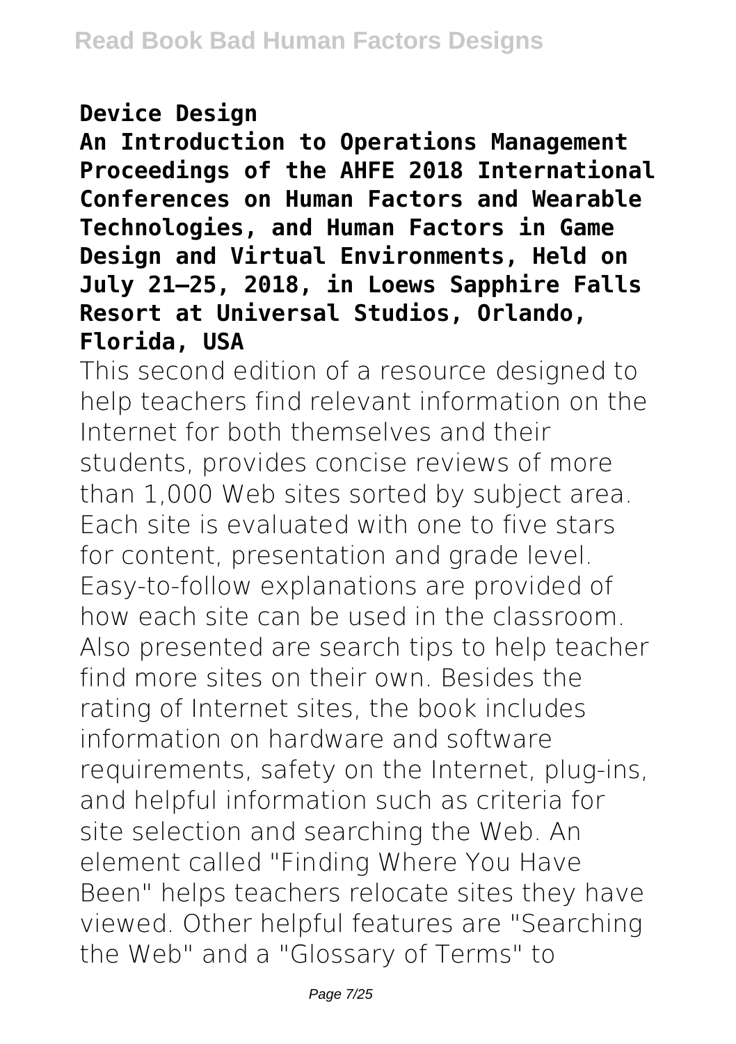**Device Design**

**An Introduction to Operations Management**

**Proceedings of the AHFE 2018 International Conferences on Human Factors and Wearable Technologies, and Human Factors in Game Design and Virtual Environments, Held on July 21–25, 2018, in Loews Sapphire Falls Resort at Universal Studios, Orlando, Florida, USA**

This second edition of a resource designed to help teachers find relevant information on the Internet for both themselves and their students, provides concise reviews of more than 1,000 Web sites sorted by subject area. Each site is evaluated with one to five stars for content, presentation and grade level. Easy-to-follow explanations are provided of how each site can be used in the classroom. Also presented are search tips to help teacher find more sites on their own. Besides the rating of Internet sites, the book includes information on hardware and software requirements, safety on the Internet, plug-ins, and helpful information such as criteria for site selection and searching the Web. An element called "Finding Where You Have Been" helps teachers relocate sites they have viewed. Other helpful features are "Searching the Web" and a "Glossary of Terms" to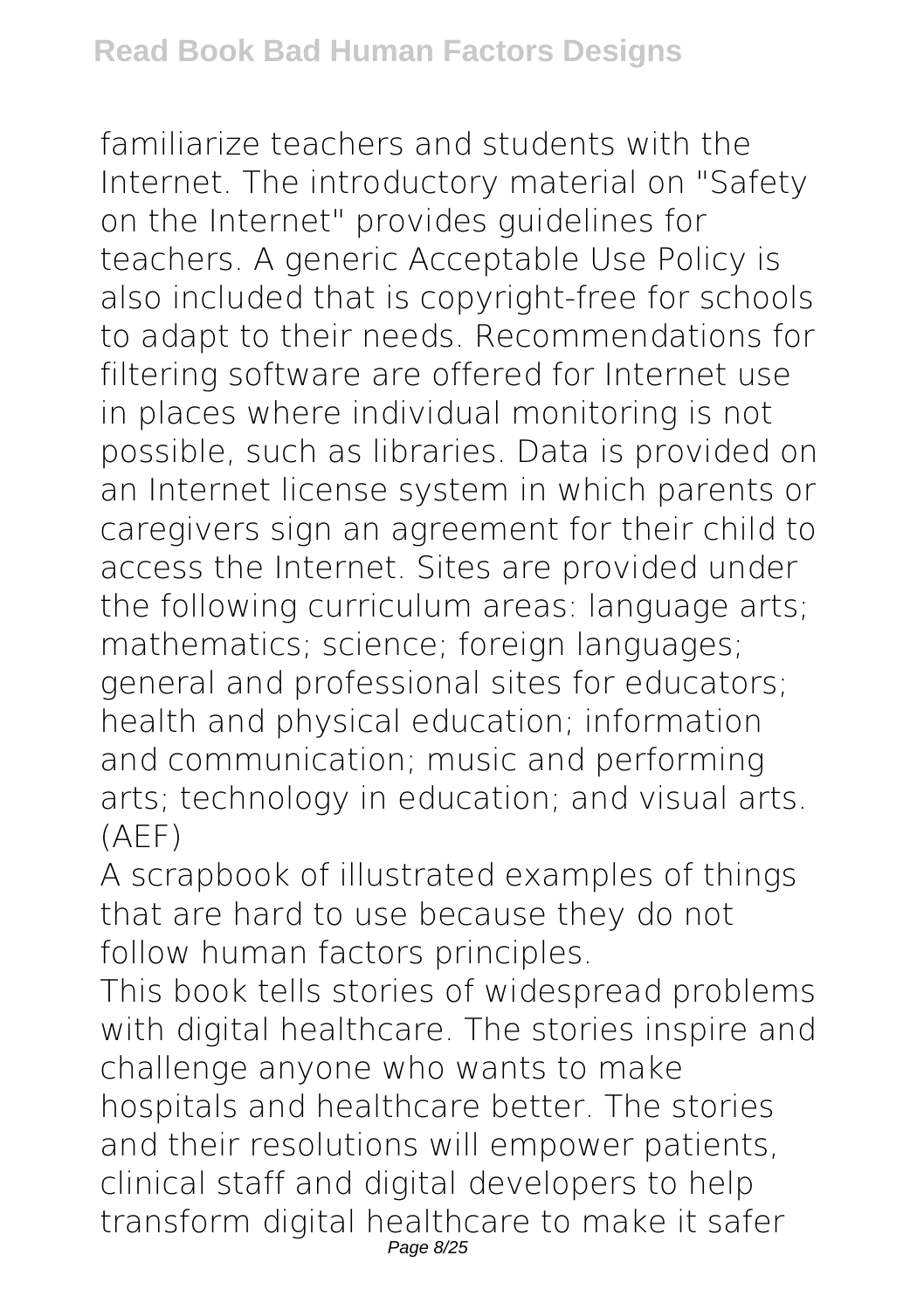familiarize teachers and students with the Internet. The introductory material on "Safety on the Internet" provides guidelines for teachers. A generic Acceptable Use Policy is also included that is copyright-free for schools to adapt to their needs. Recommendations for filtering software are offered for Internet use in places where individual monitoring is not possible, such as libraries. Data is provided on an Internet license system in which parents or caregivers sign an agreement for their child to access the Internet. Sites are provided under the following curriculum areas: language arts; mathematics; science; foreign languages; general and professional sites for educators; health and physical education; information and communication; music and performing arts; technology in education; and visual arts. (AEF)

A scrapbook of illustrated examples of things that are hard to use because they do not follow human factors principles.

This book tells stories of widespread problems with digital healthcare. The stories inspire and challenge anyone who wants to make hospitals and healthcare better. The stories and their resolutions will empower patients, clinical staff and digital developers to help transform digital healthcare to make it safer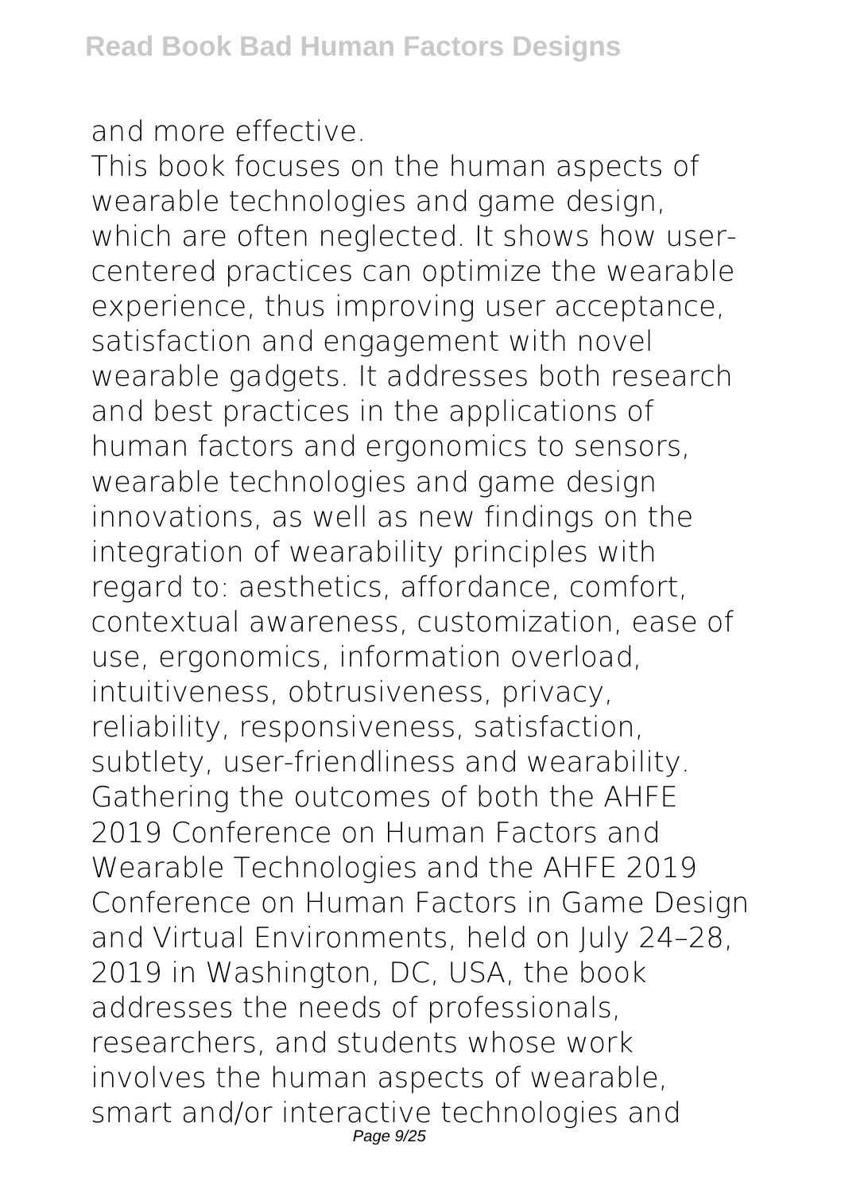and more effective.

This book focuses on the human aspects of wearable technologies and game design, which are often neglected. It shows how user-centered practices can optimize the wearable experience, thus improving user acceptance, satisfaction and engagement with novel wearable gadgets. It addresses both research and best practices in the applications of human factors and ergonomics to sensors, wearable technologies and game design innovations, as well as new findings on the integration of wearability principles with regard to: aesthetics, affordance, comfort, contextual awareness, customization, ease of use, ergonomics, information overload, intuitiveness, obtrusiveness, privacy, reliability, responsiveness, satisfaction, subtlety, user-friendliness and wearability. Gathering the outcomes of both the AHFE 2019 Conference on Human Factors and Wearable Technologies and the AHFE 2019 Conference on Human Factors in Game Design and Virtual Environments, held on July 24–28, 2019 in Washington, DC, USA, the book addresses the needs of professionals, researchers, and students whose work involves the human aspects of wearable, smart and/or interactive technologies and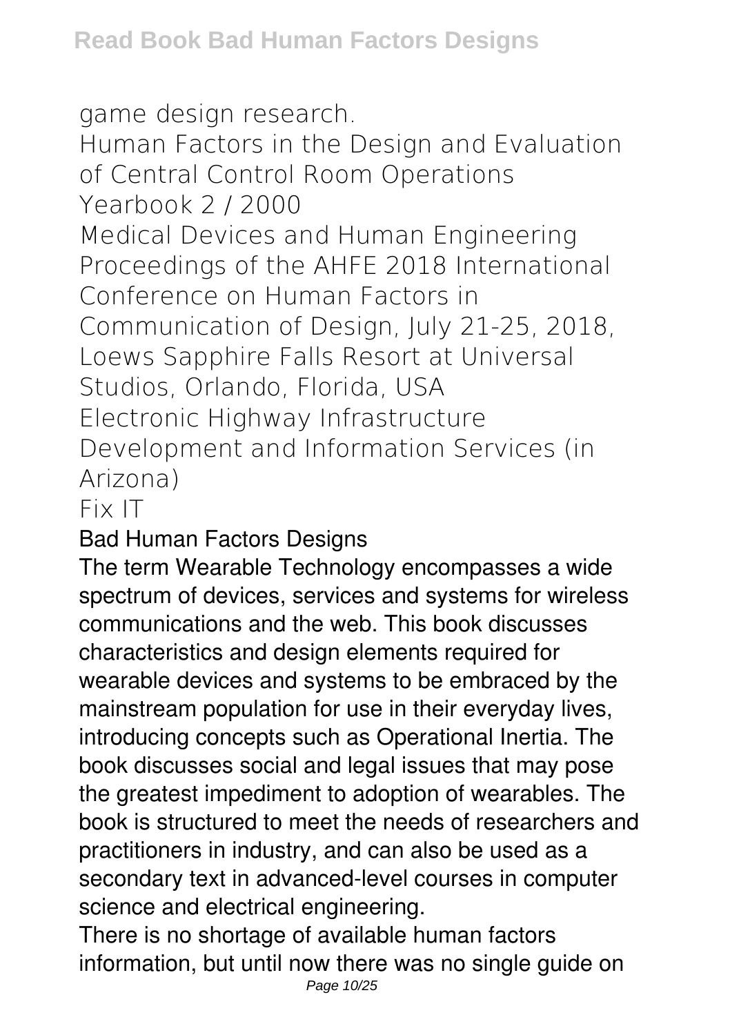game design research.

Human Factors in the Design and Evaluation of Central Control Room Operations

Yearbook 2 / 2000

Medical Devices and Human Engineering

Proceedings of the AHFE 2018 International Conference on Human Factors in Communication of Design, July 21-25, 2018, Loews Sapphire Falls Resort at Universal Studios, Orlando, Florida, USA

Electronic Highway Infrastructure Development and Information Services (in Arizona)

Fix IT

Bad Human Factors Designs

The term Wearable Technology encompasses a wide spectrum of devices, services and systems for wireless communications and the web. This book discusses characteristics and design elements required for wearable devices and systems to be embraced by the mainstream population for use in their everyday lives, introducing concepts such as Operational Inertia. The book discusses social and legal issues that may pose the greatest impediment to adoption of wearables. The book is structured to meet the needs of researchers and practitioners in industry, and can also be used as a secondary text in advanced-level courses in computer science and electrical engineering.

There is no shortage of available human factors information, but until now there was no single guide on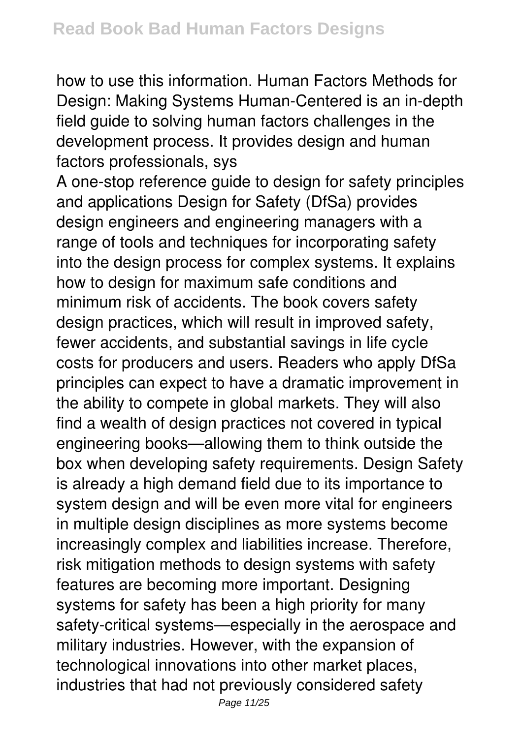how to use this information. Human Factors Methods for Design: Making Systems Human-Centered is an in-depth field guide to solving human factors challenges in the development process. It provides design and human factors professionals, sys

A one-stop reference guide to design for safety principles and applications Design for Safety (DfSa) provides design engineers and engineering managers with a range of tools and techniques for incorporating safety into the design process for complex systems. It explains how to design for maximum safe conditions and minimum risk of accidents. The book covers safety design practices, which will result in improved safety, fewer accidents, and substantial savings in life cycle costs for producers and users. Readers who apply DfSa principles can expect to have a dramatic improvement in the ability to compete in global markets. They will also find a wealth of design practices not covered in typical engineering books—allowing them to think outside the box when developing safety requirements. Design Safety is already a high demand field due to its importance to system design and will be even more vital for engineers in multiple design disciplines as more systems become increasingly complex and liabilities increase. Therefore, risk mitigation methods to design systems with safety features are becoming more important. Designing systems for safety has been a high priority for many safety-critical systems—especially in the aerospace and military industries. However, with the expansion of technological innovations into other market places, industries that had not previously considered safety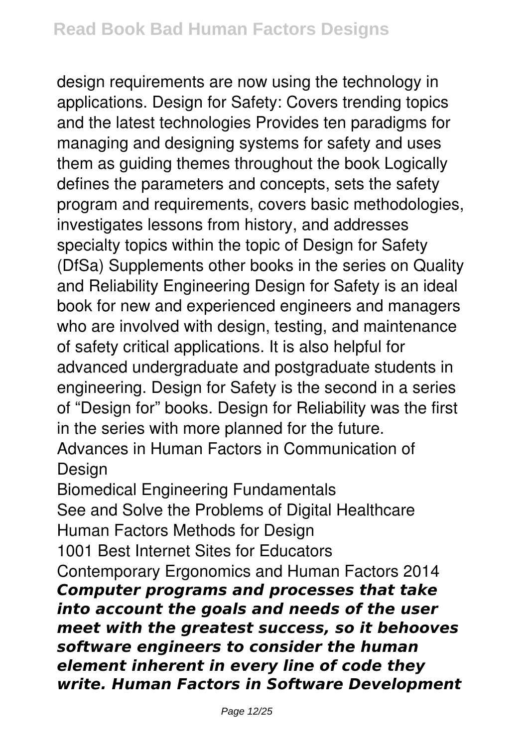design requirements are now using the technology in applications. Design for Safety: Covers trending topics and the latest technologies Provides ten paradigms for managing and designing systems for safety and uses them as guiding themes throughout the book Logically defines the parameters and concepts, sets the safety program and requirements, covers basic methodologies, investigates lessons from history, and addresses specialty topics within the topic of Design for Safety (DfSa) Supplements other books in the series on Quality and Reliability Engineering Design for Safety is an ideal book for new and experienced engineers and managers who are involved with design, testing, and maintenance of safety critical applications. It is also helpful for advanced undergraduate and postgraduate students in engineering. Design for Safety is the second in a series of “Design for” books. Design for Reliability was the first in the series with more planned for the future.

Advances in Human Factors in Communication of Design

Biomedical Engineering Fundamentals

See and Solve the Problems of Digital Healthcare

Human Factors Methods for Design

1001 Best Internet Sites for Educators

Contemporary Ergonomics and Human Factors 2014

***Computer programs and processes that take into account the goals and needs of the user meet with the greatest success, so it behooves software engineers to consider the human element inherent in every line of code they write. Human Factors in Software Development***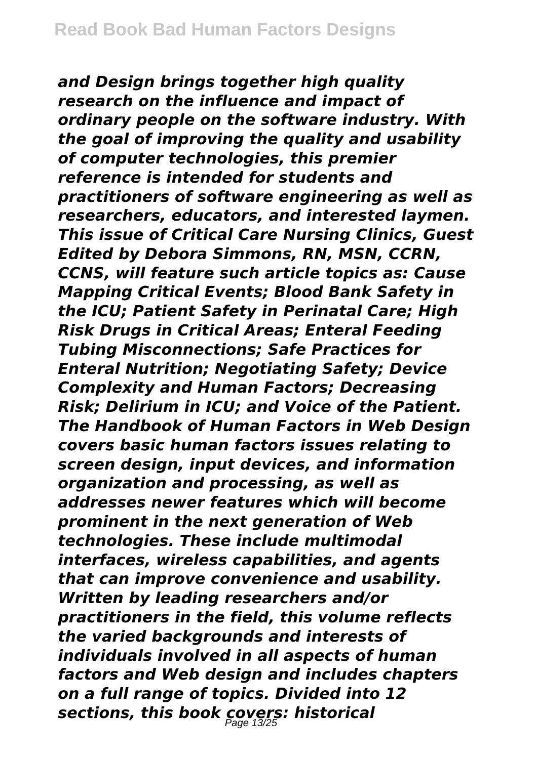*and Design brings together high quality research on the influence and impact of ordinary people on the software industry. With the goal of improving the quality and usability of computer technologies, this premier reference is intended for students and practitioners of software engineering as well as researchers, educators, and interested laymen. This issue of Critical Care Nursing Clinics, Guest Edited by Debora Simmons, RN, MSN, CCRN, CCNS, will feature such article topics as: Cause Mapping Critical Events; Blood Bank Safety in the ICU; Patient Safety in Perinatal Care; High Risk Drugs in Critical Areas; Enteral Feeding Tubing Misconnections; Safe Practices for Enteral Nutrition; Negotiating Safety; Device Complexity and Human Factors; Decreasing Risk; Delirium in ICU; and Voice of the Patient. The Handbook of Human Factors in Web Design covers basic human factors issues relating to screen design, input devices, and information organization and processing, as well as addresses newer features which will become prominent in the next generation of Web technologies. These include multimodal interfaces, wireless capabilities, and agents that can improve convenience and usability. Written by leading researchers and/or practitioners in the field, this volume reflects the varied backgrounds and interests of individuals involved in all aspects of human factors and Web design and includes chapters on a full range of topics. Divided into 12 sections, this book covers: historical*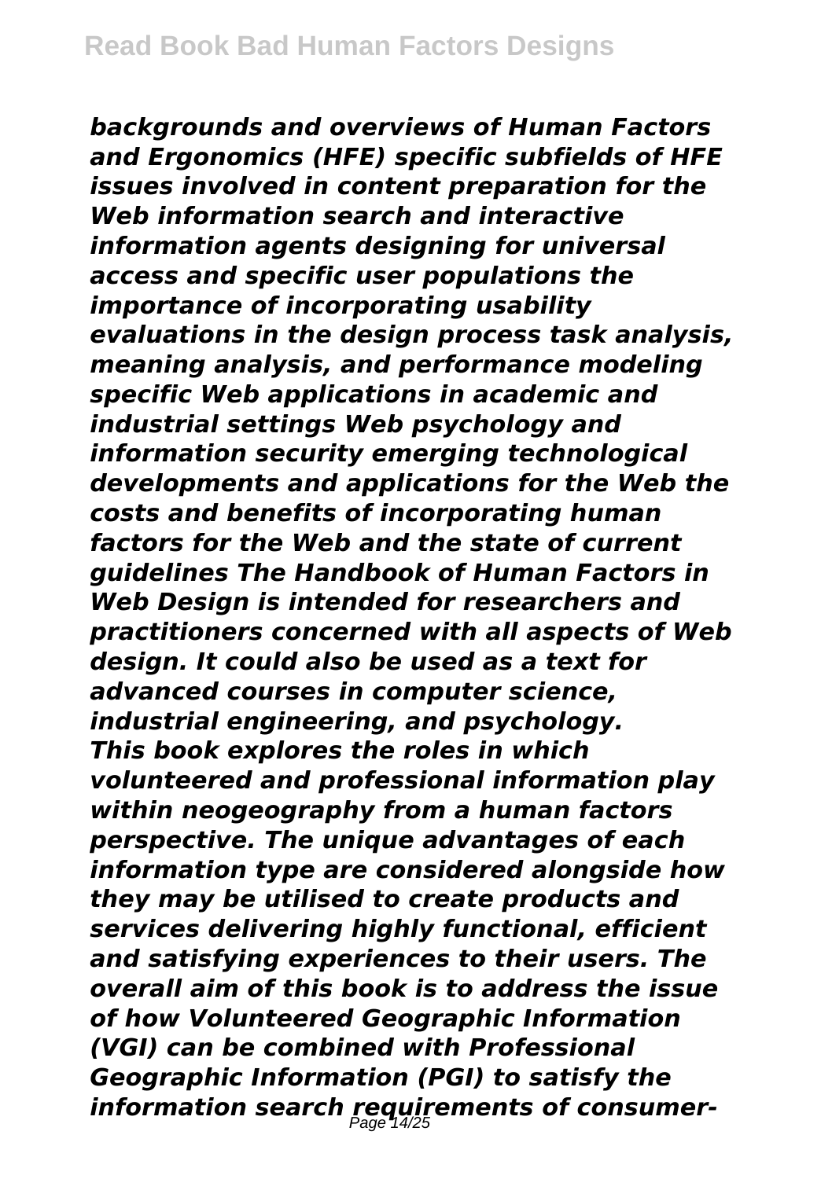*backgrounds and overviews of Human Factors and Ergonomics (HFE) specific subfields of HFE issues involved in content preparation for the Web information search and interactive information agents designing for universal access and specific user populations the importance of incorporating usability evaluations in the design process task analysis, meaning analysis, and performance modeling specific Web applications in academic and industrial settings Web psychology and information security emerging technological developments and applications for the Web the costs and benefits of incorporating human factors for the Web and the state of current guidelines The Handbook of Human Factors in Web Design is intended for researchers and practitioners concerned with all aspects of Web design. It could also be used as a text for advanced courses in computer science, industrial engineering, and psychology.*

*This book explores the roles in which volunteered and professional information play within neogeography from a human factors perspective. The unique advantages of each information type are considered alongside how they may be utilised to create products and services delivering highly functional, efficient and satisfying experiences to their users. The overall aim of this book is to address the issue of how Volunteered Geographic Information (VGI) can be combined with Professional Geographic Information (PGI) to satisfy the information search requirements of consumer-*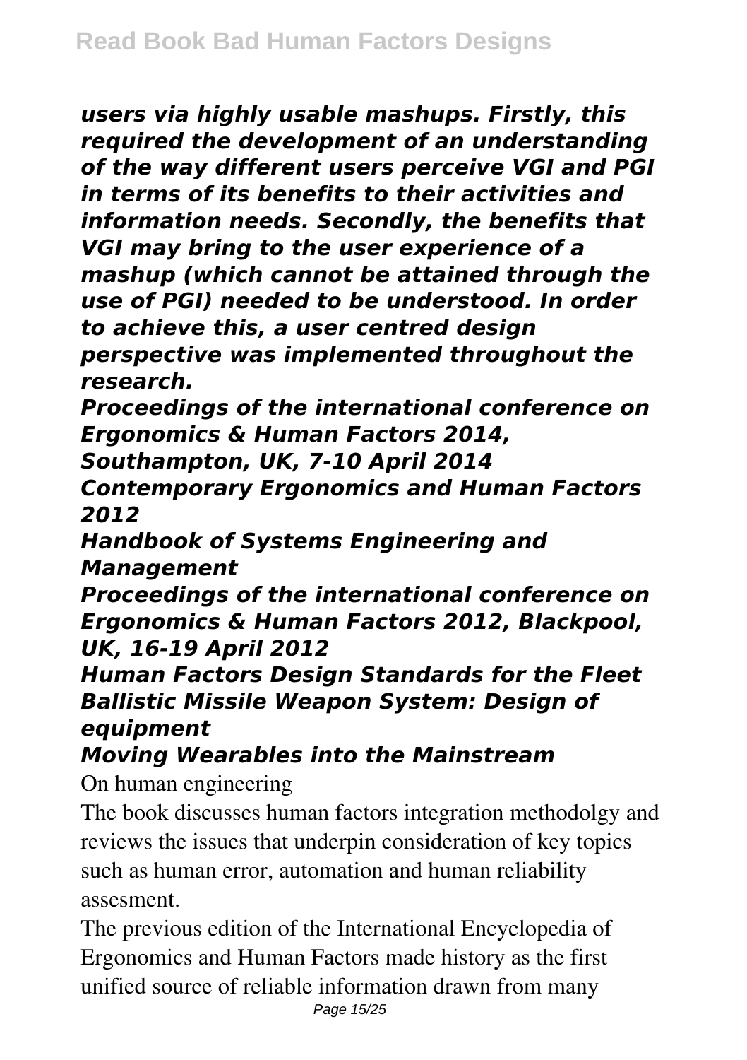*users via highly usable mashups. Firstly, this required the development of an understanding of the way different users perceive VGI and PGI in terms of its benefits to their activities and information needs. Secondly, the benefits that VGI may bring to the user experience of a mashup (which cannot be attained through the use of PGI) needed to be understood. In order to achieve this, a user centred design perspective was implemented throughout the research.*

***Proceedings of the international conference on Ergonomics & Human Factors 2014, Southampton, UK, 7-10 April 2014***

***Contemporary Ergonomics and Human Factors 2012***

***Handbook of Systems Engineering and Management***

***Proceedings of the international conference on Ergonomics & Human Factors 2012, Blackpool, UK, 16-19 April 2012***

***Human Factors Design Standards for the Fleet Ballistic Missile Weapon System: Design of equipment***

***Moving Wearables into the Mainstream***

On human engineering

The book discusses human factors integration methodolgy and reviews the issues that underpin consideration of key topics such as human error, automation and human reliability assesment.

The previous edition of the International Encyclopedia of Ergonomics and Human Factors made history as the first unified source of reliable information drawn from many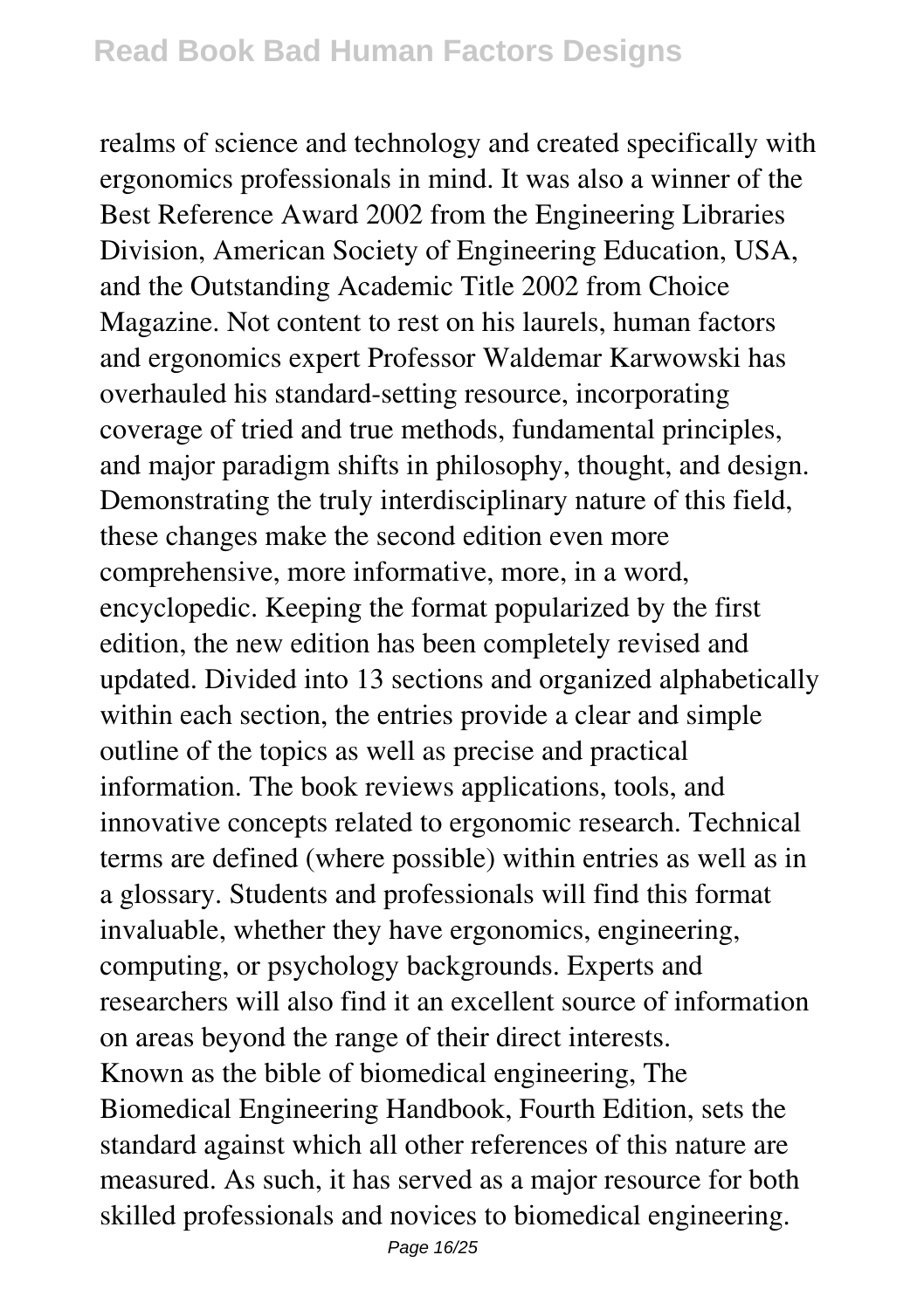realms of science and technology and created specifically with ergonomics professionals in mind. It was also a winner of the Best Reference Award 2002 from the Engineering Libraries Division, American Society of Engineering Education, USA, and the Outstanding Academic Title 2002 from Choice Magazine. Not content to rest on his laurels, human factors and ergonomics expert Professor Waldemar Karwowski has overhauled his standard-setting resource, incorporating coverage of tried and true methods, fundamental principles, and major paradigm shifts in philosophy, thought, and design. Demonstrating the truly interdisciplinary nature of this field, these changes make the second edition even more comprehensive, more informative, more, in a word, encyclopedic. Keeping the format popularized by the first edition, the new edition has been completely revised and updated. Divided into 13 sections and organized alphabetically within each section, the entries provide a clear and simple outline of the topics as well as precise and practical information. The book reviews applications, tools, and innovative concepts related to ergonomic research. Technical terms are defined (where possible) within entries as well as in a glossary. Students and professionals will find this format invaluable, whether they have ergonomics, engineering, computing, or psychology backgrounds. Experts and researchers will also find it an excellent source of information on areas beyond the range of their direct interests.

Known as the bible of biomedical engineering, The Biomedical Engineering Handbook, Fourth Edition, sets the standard against which all other references of this nature are measured. As such, it has served as a major resource for both skilled professionals and novices to biomedical engineering.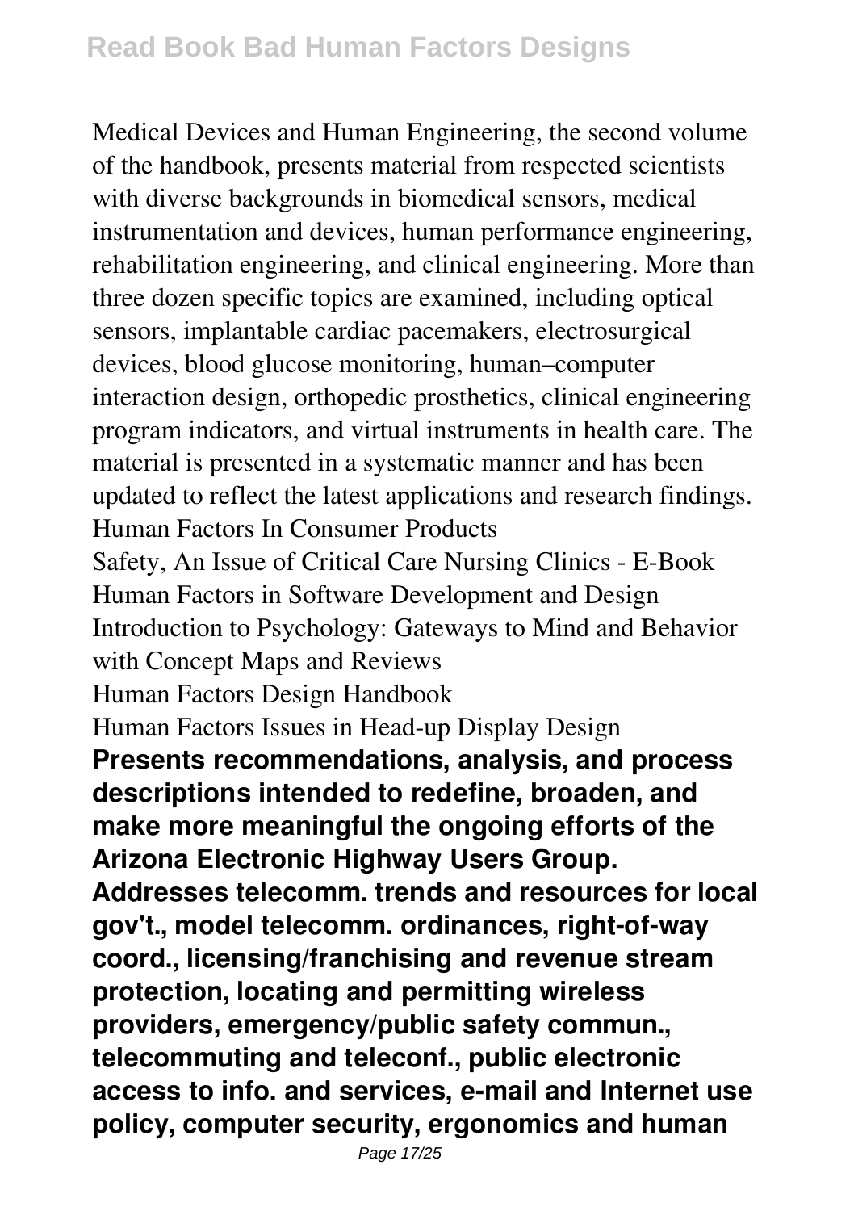Medical Devices and Human Engineering, the second volume of the handbook, presents material from respected scientists with diverse backgrounds in biomedical sensors, medical instrumentation and devices, human performance engineering, rehabilitation engineering, and clinical engineering. More than three dozen specific topics are examined, including optical sensors, implantable cardiac pacemakers, electrosurgical devices, blood glucose monitoring, human–computer interaction design, orthopedic prosthetics, clinical engineering program indicators, and virtual instruments in health care. The material is presented in a systematic manner and has been updated to reflect the latest applications and research findings.

Human Factors In Consumer Products

Safety, An Issue of Critical Care Nursing Clinics - E-Book

Human Factors in Software Development and Design

Introduction to Psychology: Gateways to Mind and Behavior with Concept Maps and Reviews

Human Factors Design Handbook

Human Factors Issues in Head-up Display Design

**Presents recommendations, analysis, and process descriptions intended to redefine, broaden, and make more meaningful the ongoing efforts of the Arizona Electronic Highway Users Group. Addresses telecomm. trends and resources for local gov't., model telecomm. ordinances, right-of-way coord., licensing/franchising and revenue stream protection, locating and permitting wireless providers, emergency/public safety commun., telecommuting and teleconf., public electronic access to info. and services, e-mail and Internet use policy, computer security, ergonomics and human**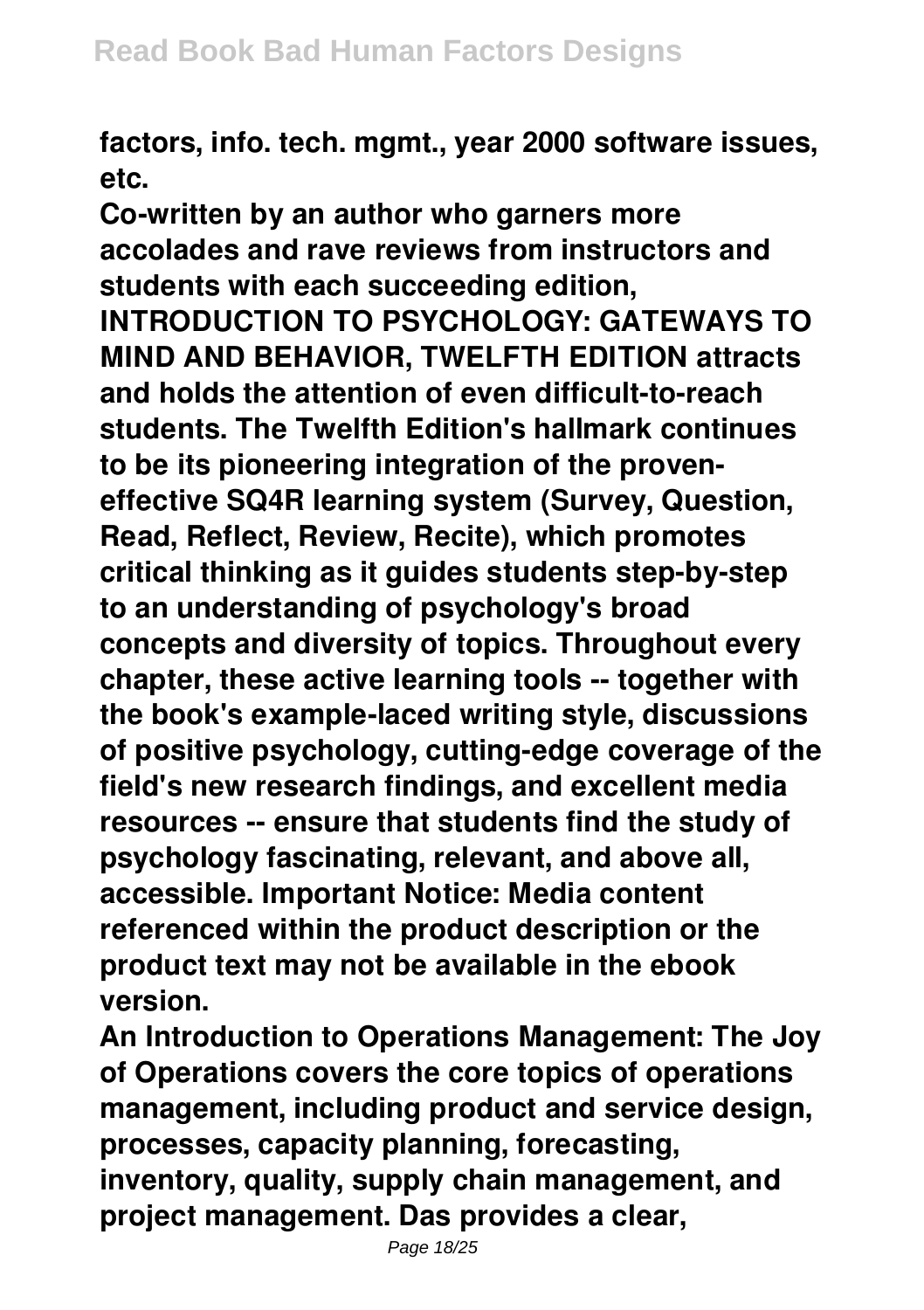**factors, info. tech. mgmt., year 2000 software issues, etc.**

**Co-written by an author who garners more accolades and rave reviews from instructors and students with each succeeding edition, INTRODUCTION TO PSYCHOLOGY: GATEWAYS TO MIND AND BEHAVIOR, TWELFTH EDITION attracts and holds the attention of even difficult-to-reach students. The Twelfth Edition's hallmark continues to be its pioneering integration of the proven-effective SQ4R learning system (Survey, Question, Read, Reflect, Review, Recite), which promotes critical thinking as it guides students step-by-step to an understanding of psychology's broad concepts and diversity of topics. Throughout every chapter, these active learning tools -- together with the book's example-laced writing style, discussions of positive psychology, cutting-edge coverage of the field's new research findings, and excellent media resources -- ensure that students find the study of psychology fascinating, relevant, and above all, accessible. Important Notice: Media content referenced within the product description or the product text may not be available in the ebook version.**

**An Introduction to Operations Management: The Joy of Operations covers the core topics of operations management, including product and service design, processes, capacity planning, forecasting, inventory, quality, supply chain management, and project management. Das provides a clear,**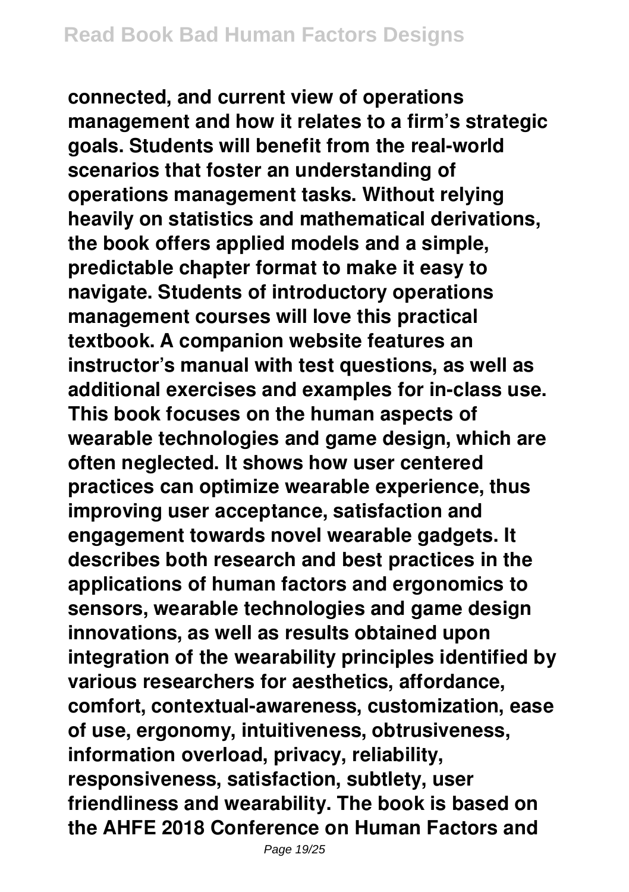**connected, and current view of operations management and how it relates to a firm's strategic goals. Students will benefit from the real-world scenarios that foster an understanding of operations management tasks. Without relying heavily on statistics and mathematical derivations, the book offers applied models and a simple, predictable chapter format to make it easy to navigate. Students of introductory operations management courses will love this practical textbook. A companion website features an instructor's manual with test questions, as well as additional exercises and examples for in-class use. This book focuses on the human aspects of wearable technologies and game design, which are often neglected. It shows how user centered practices can optimize wearable experience, thus improving user acceptance, satisfaction and engagement towards novel wearable gadgets. It describes both research and best practices in the applications of human factors and ergonomics to sensors, wearable technologies and game design innovations, as well as results obtained upon integration of the wearability principles identified by various researchers for aesthetics, affordance, comfort, contextual-awareness, customization, ease of use, ergonomy, intuitiveness, obtrusiveness, information overload, privacy, reliability, responsiveness, satisfaction, subtlety, user friendliness and wearability. The book is based on the AHFE 2018 Conference on Human Factors and**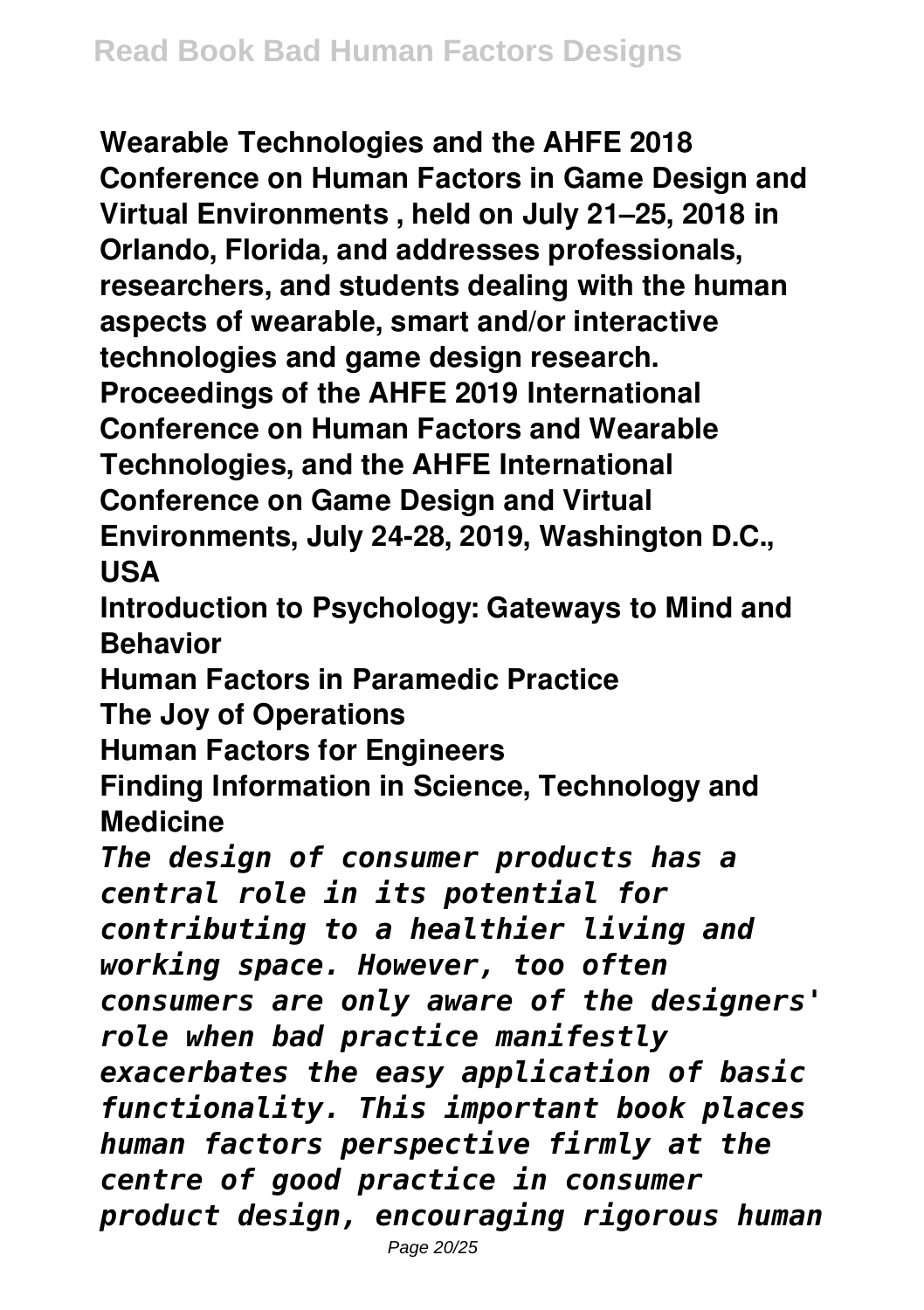**Wearable Technologies and the AHFE 2018 Conference on Human Factors in Game Design and Virtual Environments , held on July 21–25, 2018 in Orlando, Florida, and addresses professionals, researchers, and students dealing with the human aspects of wearable, smart and/or interactive technologies and game design research.**

**Proceedings of the AHFE 2019 International Conference on Human Factors and Wearable Technologies, and the AHFE International Conference on Game Design and Virtual Environments, July 24-28, 2019, Washington D.C., USA**

**Introduction to Psychology: Gateways to Mind and Behavior**

**Human Factors in Paramedic Practice**

**The Joy of Operations**

**Human Factors for Engineers**

**Finding Information in Science, Technology and Medicine**

***The design of consumer products has a central role in its potential for contributing to a healthier living and working space. However, too often consumers are only aware of the designers' role when bad practice manifestly exacerbates the easy application of basic functionality. This important book places human factors perspective firmly at the centre of good practice in consumer product design, encouraging rigorous human***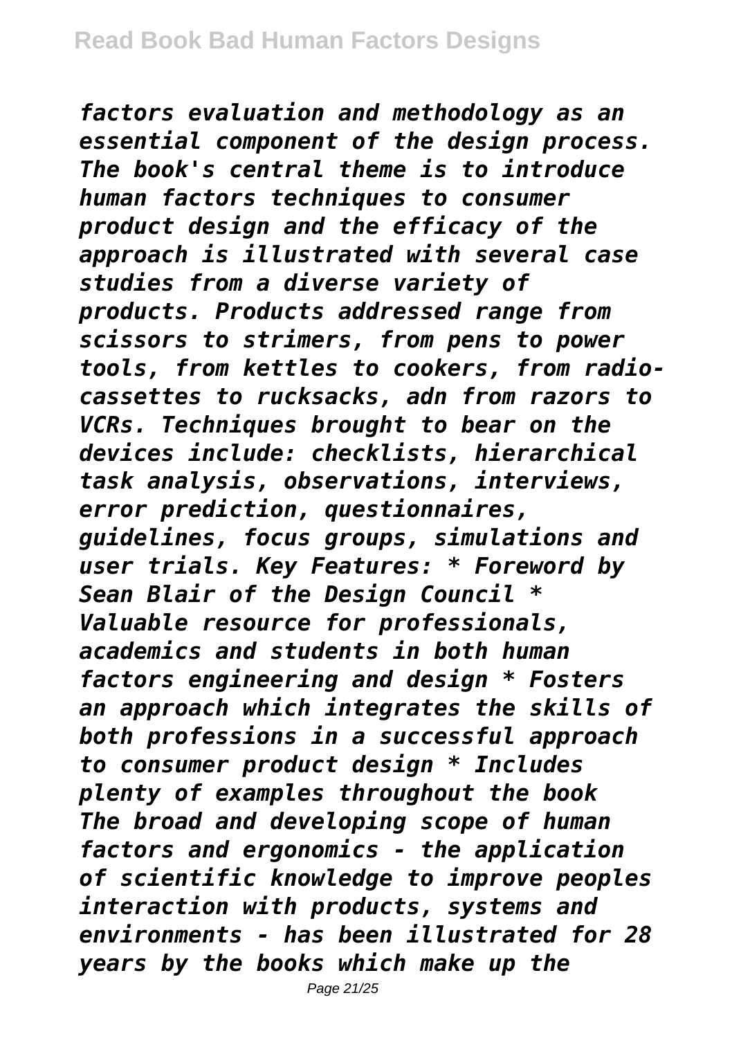*factors evaluation and methodology as an essential component of the design process. The book's central theme is to introduce human factors techniques to consumer product design and the efficacy of the approach is illustrated with several case studies from a diverse variety of products. Products addressed range from scissors to strimers, from pens to power tools, from kettles to cookers, from radio-cassettes to rucksacks, adn from razors to VCRs. Techniques brought to bear on the devices include: checklists, hierarchical task analysis, observations, interviews, error prediction, questionnaires, guidelines, focus groups, simulations and user trials. Key Features: * Foreword by Sean Blair of the Design Council * Valuable resource for professionals, academics and students in both human factors engineering and design * Fosters an approach which integrates the skills of both professions in a successful approach to consumer product design * Includes plenty of examples throughout the book*

*The broad and developing scope of human factors and ergonomics - the application of scientific knowledge to improve peoples interaction with products, systems and environments - has been illustrated for 28 years by the books which make up the*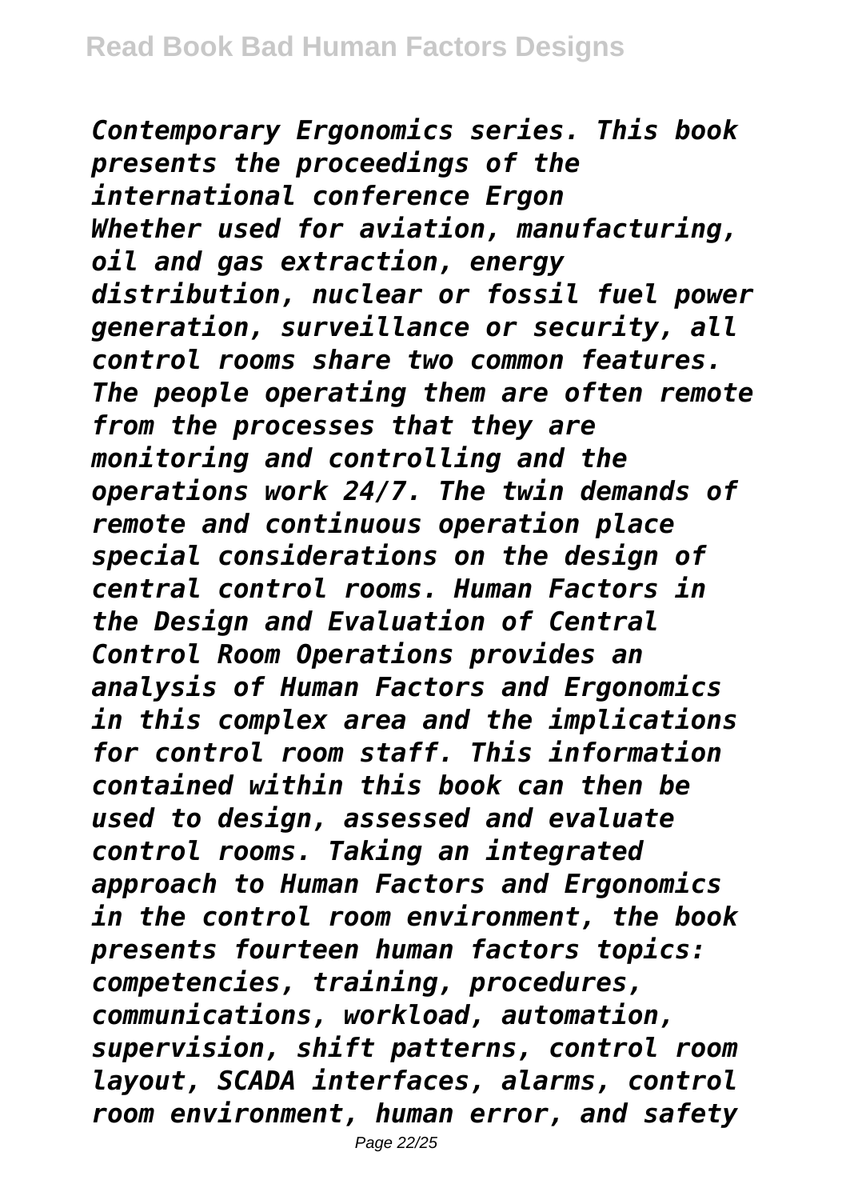*Contemporary Ergonomics series. This book presents the proceedings of the international conference Ergon*

*Whether used for aviation, manufacturing, oil and gas extraction, energy distribution, nuclear or fossil fuel power generation, surveillance or security, all control rooms share two common features. The people operating them are often remote from the processes that they are monitoring and controlling and the operations work 24/7. The twin demands of remote and continuous operation place special considerations on the design of central control rooms. Human Factors in the Design and Evaluation of Central Control Room Operations provides an analysis of Human Factors and Ergonomics in this complex area and the implications for control room staff. This information contained within this book can then be used to design, assessed and evaluate control rooms. Taking an integrated approach to Human Factors and Ergonomics in the control room environment, the book presents fourteen human factors topics: competencies, training, procedures, communications, workload, automation, supervision, shift patterns, control room layout, SCADA interfaces, alarms, control room environment, human error, and safety*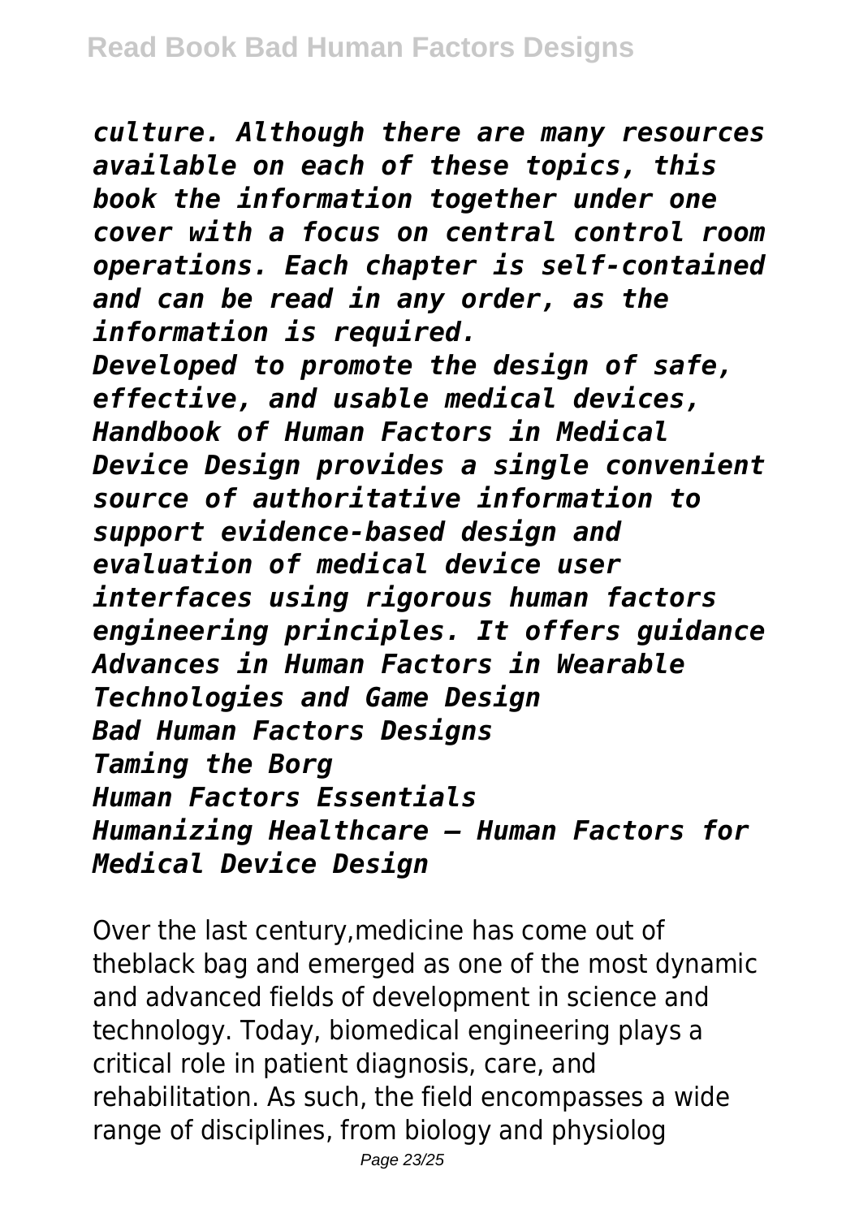*culture. Although there are many resources available on each of these topics, this book the information together under one cover with a focus on central control room operations. Each chapter is self-contained and can be read in any order, as the information is required.*

*Developed to promote the design of safe, effective, and usable medical devices, Handbook of Human Factors in Medical Device Design provides a single convenient source of authoritative information to support evidence-based design and evaluation of medical device user interfaces using rigorous human factors engineering principles. It offers guidance*

*Advances in Human Factors in Wearable Technologies and Game Design*

*Bad Human Factors Designs*

*Taming the Borg*

*Human Factors Essentials*

*Humanizing Healthcare – Human Factors for Medical Device Design*

Over the last century,medicine has come out of theblack bag and emerged as one of the most dynamic and advanced fields of development in science and technology. Today, biomedical engineering plays a critical role in patient diagnosis, care, and rehabilitation. As such, the field encompasses a wide range of disciplines, from biology and physiolog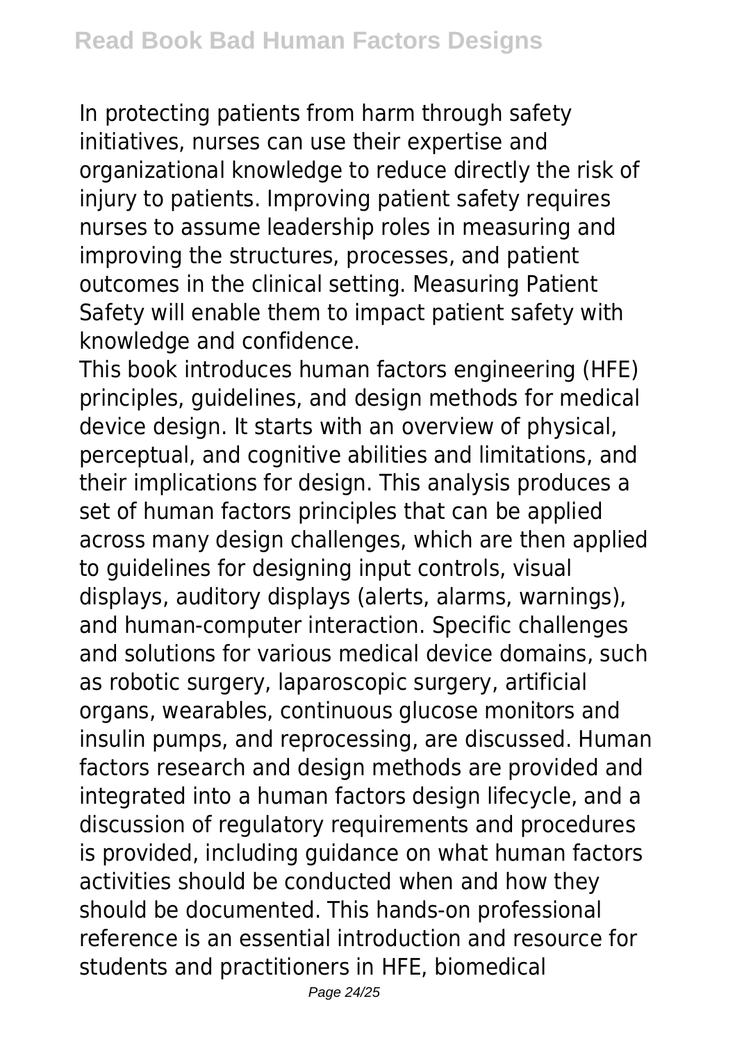In protecting patients from harm through safety initiatives, nurses can use their expertise and organizational knowledge to reduce directly the risk of injury to patients. Improving patient safety requires nurses to assume leadership roles in measuring and improving the structures, processes, and patient outcomes in the clinical setting. Measuring Patient Safety will enable them to impact patient safety with knowledge and confidence.

This book introduces human factors engineering (HFE) principles, guidelines, and design methods for medical device design. It starts with an overview of physical, perceptual, and cognitive abilities and limitations, and their implications for design. This analysis produces a set of human factors principles that can be applied across many design challenges, which are then applied to guidelines for designing input controls, visual displays, auditory displays (alerts, alarms, warnings), and human-computer interaction. Specific challenges and solutions for various medical device domains, such as robotic surgery, laparoscopic surgery, artificial organs, wearables, continuous glucose monitors and insulin pumps, and reprocessing, are discussed. Human factors research and design methods are provided and integrated into a human factors design lifecycle, and a discussion of regulatory requirements and procedures is provided, including guidance on what human factors activities should be conducted when and how they should be documented. This hands-on professional reference is an essential introduction and resource for students and practitioners in HFE, biomedical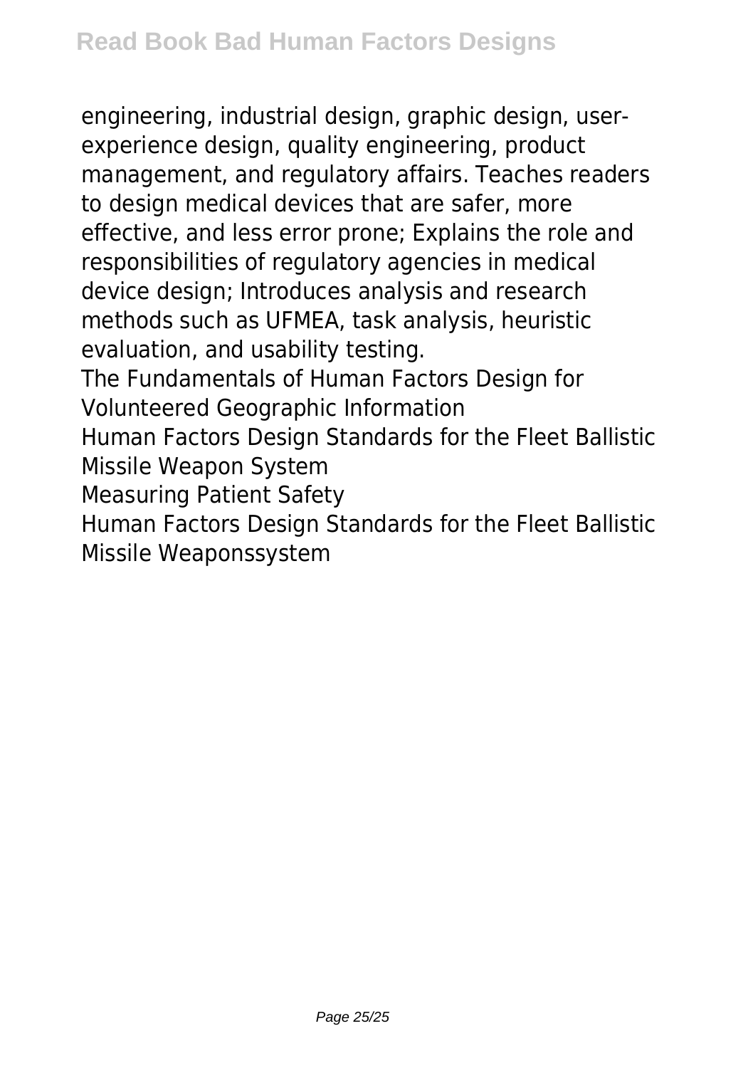engineering, industrial design, graphic design, user-experience design, quality engineering, product management, and regulatory affairs. Teaches readers to design medical devices that are safer, more effective, and less error prone; Explains the role and responsibilities of regulatory agencies in medical device design; Introduces analysis and research methods such as UFMEA, task analysis, heuristic evaluation, and usability testing.

The Fundamentals of Human Factors Design for Volunteered Geographic Information

Human Factors Design Standards for the Fleet Ballistic Missile Weapon System

Measuring Patient Safety

Human Factors Design Standards for the Fleet Ballistic Missile Weaponssystem